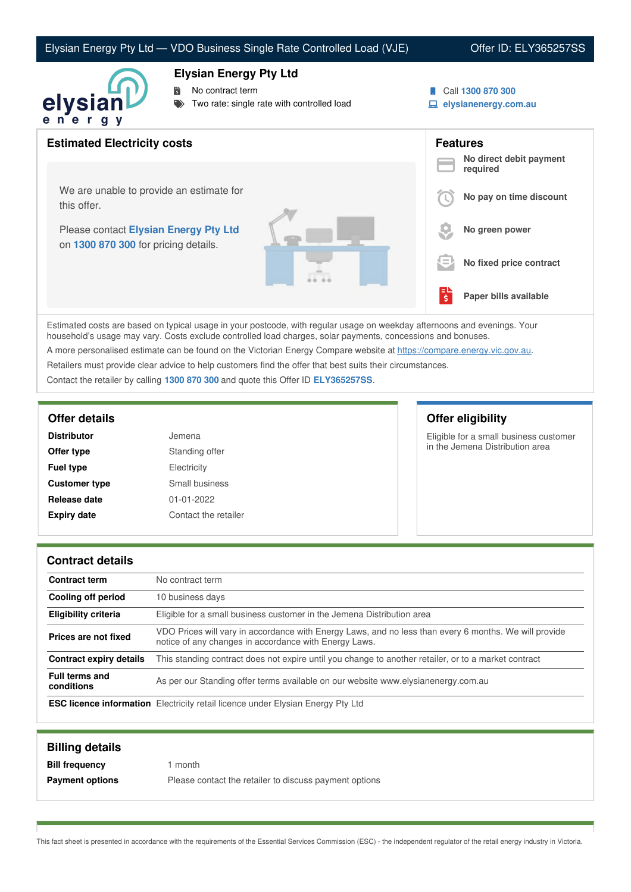Elysian Energy Pty Ltd — VDO Business Single Rate Controlled Load (VJE) Offer ID: ELY365257SS

# Elysian Energy Pty Ltd

- No contract term
- Two rate: single rate with controlled load

Call **1300 870 300**
**elysianenergy.com.au**

## Estimated Electricity costs

We are unable to provide an estimate for this offer.

Please contact **Elysian Energy Pty Ltd** on **1300 870 300** for pricing details.

## Features

- **No direct debit payment required**
- **No pay on time discount**
- **No green power**
- **No fixed price contract**
- **Paper bills available**

Estimated costs are based on typical usage in your postcode, with regular usage on weekday afternoons and evenings. Your household's usage may vary. Costs exclude controlled load charges, solar payments, concessions and bonuses.

A more personalised estimate can be found on the Victorian Energy Compare website at https://compare.energy.vic.gov.au.

Retailers must provide clear advice to help customers find the offer that best suits their circumstances.

Contact the retailer by calling **1300 870 300** and quote this Offer ID **ELY365257SS**.

## Offer details

| | |
|---|---|
| **Distributor** | Jemena |
| **Offer type** | Standing offer |
| **Fuel type** | Electricity |
| **Customer type** | Small business |
| **Release date** | 01-01-2022 |
| **Expiry date** | Contact the retailer |

## Offer eligibility

Eligible for a small business customer in the Jemena Distribution area

## Contract details

| | |
|---|---|
| **Contract term** | No contract term |
| **Cooling off period** | 10 business days |
| **Eligibility criteria** | Eligible for a small business customer in the Jemena Distribution area |
| **Prices are not fixed** | VDO Prices will vary in accordance with Energy Laws, and no less than every 6 months. We will provide notice of any changes in accordance with Energy Laws. |
| **Contract expiry details** | This standing contract does not expire until you change to another retailer, or to a market contract |
| **Full terms and conditions** | As per our Standing offer terms available on our website www.elysianenergy.com.au |
| **ESC licence information** | Electricity retail licence under Elysian Energy Pty Ltd |

## Billing details

| | |
|---|---|
| **Bill frequency** | 1 month |
| **Payment options** | Please contact the retailer to discuss payment options |

This fact sheet is presented in accordance with the requirements of the Essential Services Commission (ESC) - the independent regulator of the retail energy industry in Victoria.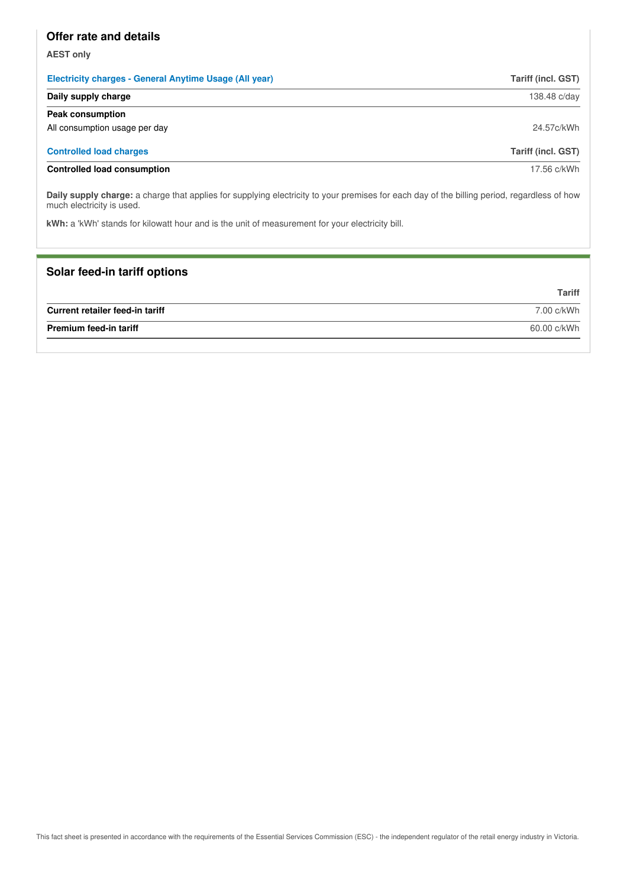## Offer rate and details

**AEST only**

| Electricity charges - General Anytime Usage (All year) | Tariff (incl. GST) |
| --- | --- |
| **Daily supply charge** | 138.48 c/day |
| **Peak consumption** | |
| All consumption usage per day | 24.57c/kWh |

| Controlled load charges | Tariff (incl. GST) |
| --- | --- |
| **Controlled load consumption** | 17.56 c/kWh |

**Daily supply charge:** a charge that applies for supplying electricity to your premises for each day of the billing period, regardless of how much electricity is used.

**kWh:** a 'kWh' stands for kilowatt hour and is the unit of measurement for your electricity bill.

## Solar feed-in tariff options

| | Tariff |
| --- | --- |
| **Current retailer feed-in tariff** | 7.00 c/kWh |
| **Premium feed-in tariff** | 60.00 c/kWh |

This fact sheet is presented in accordance with the requirements of the Essential Services Commission (ESC) - the independent regulator of the retail energy industry in Victoria.